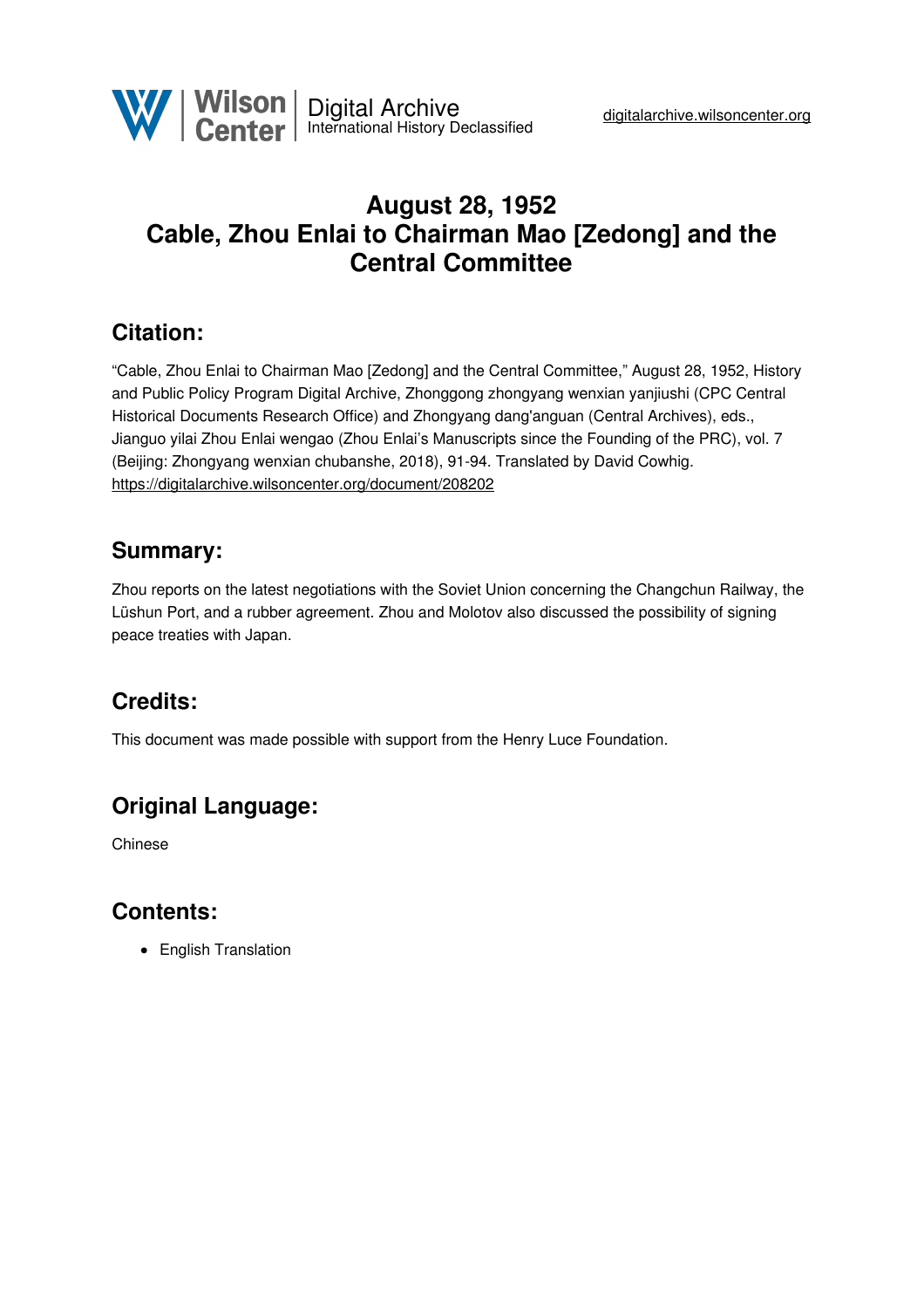# August 28, 1952
# Cable, Zhou Enlai to Chairman Mao [Zedong] and the Central Committee

## Citation:

"Cable, Zhou Enlai to Chairman Mao [Zedong] and the Central Committee," August 28, 1952, History and Public Policy Program Digital Archive, Zhonggong zhongyang wenxian yanjiushi (CPC Central Historical Documents Research Office) and Zhongyang dang'anguan (Central Archives), eds., Jianguo yilai Zhou Enlai wengao (Zhou Enlai's Manuscripts since the Founding of the PRC), vol. 7 (Beijing: Zhongyang wenxian chubanshe, 2018), 91-94. Translated by David Cowhig.
https://digitalarchive.wilsoncenter.org/document/208202

## Summary:

Zhou reports on the latest negotiations with the Soviet Union concerning the Changchun Railway, the Lüshun Port, and a rubber agreement. Zhou and Molotov also discussed the possibility of signing peace treaties with Japan.

## Credits:

This document was made possible with support from the Henry Luce Foundation.

## Original Language:

Chinese

## Contents:

- English Translation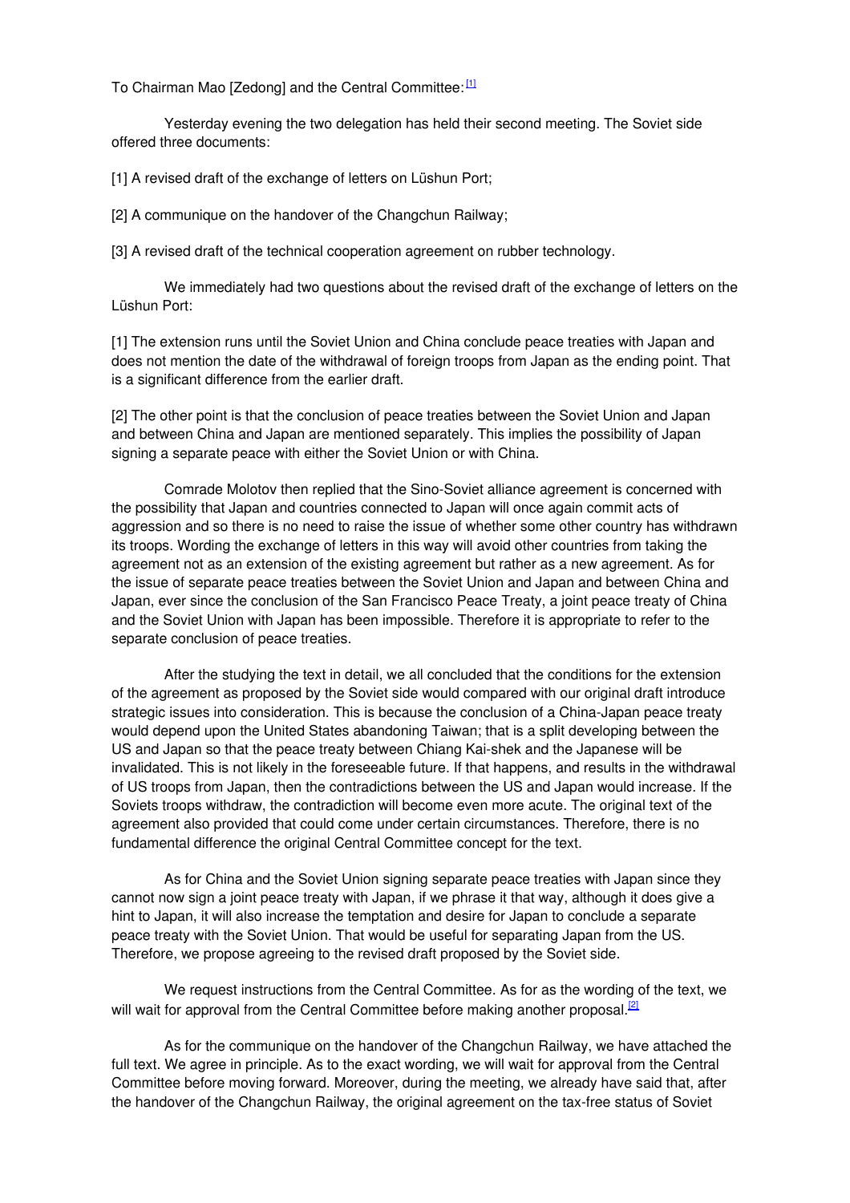To Chairman Mao [Zedong] and the Central Committee:[1]

Yesterday evening the two delegation has held their second meeting. The Soviet side offered three documents:

[1] A revised draft of the exchange of letters on Lüshun Port;

[2] A communique on the handover of the Changchun Railway;

[3] A revised draft of the technical cooperation agreement on rubber technology.

We immediately had two questions about the revised draft of the exchange of letters on the Lüshun Port:

[1] The extension runs until the Soviet Union and China conclude peace treaties with Japan and does not mention the date of the withdrawal of foreign troops from Japan as the ending point. That is a significant difference from the earlier draft.

[2] The other point is that the conclusion of peace treaties between the Soviet Union and Japan and between China and Japan are mentioned separately. This implies the possibility of Japan signing a separate peace with either the Soviet Union or with China.

Comrade Molotov then replied that the Sino-Soviet alliance agreement is concerned with the possibility that Japan and countries connected to Japan will once again commit acts of aggression and so there is no need to raise the issue of whether some other country has withdrawn its troops. Wording the exchange of letters in this way will avoid other countries from taking the agreement not as an extension of the existing agreement but rather as a new agreement. As for the issue of separate peace treaties between the Soviet Union and Japan and between China and Japan, ever since the conclusion of the San Francisco Peace Treaty, a joint peace treaty of China and the Soviet Union with Japan has been impossible. Therefore it is appropriate to refer to the separate conclusion of peace treaties.

After the studying the text in detail, we all concluded that the conditions for the extension of the agreement as proposed by the Soviet side would compared with our original draft introduce strategic issues into consideration. This is because the conclusion of a China-Japan peace treaty would depend upon the United States abandoning Taiwan; that is a split developing between the US and Japan so that the peace treaty between Chiang Kai-shek and the Japanese will be invalidated. This is not likely in the foreseeable future. If that happens, and results in the withdrawal of US troops from Japan, then the contradictions between the US and Japan would increase. If the Soviets troops withdraw, the contradiction will become even more acute. The original text of the agreement also provided that could come under certain circumstances. Therefore, there is no fundamental difference the original Central Committee concept for the text.

As for China and the Soviet Union signing separate peace treaties with Japan since they cannot now sign a joint peace treaty with Japan, if we phrase it that way, although it does give a hint to Japan, it will also increase the temptation and desire for Japan to conclude a separate peace treaty with the Soviet Union. That would be useful for separating Japan from the US. Therefore, we propose agreeing to the revised draft proposed by the Soviet side.

We request instructions from the Central Committee. As for as the wording of the text, we will wait for approval from the Central Committee before making another proposal.[2]

As for the communique on the handover of the Changchun Railway, we have attached the full text. We agree in principle. As to the exact wording, we will wait for approval from the Central Committee before moving forward. Moreover, during the meeting, we already have said that, after the handover of the Changchun Railway, the original agreement on the tax-free status of Soviet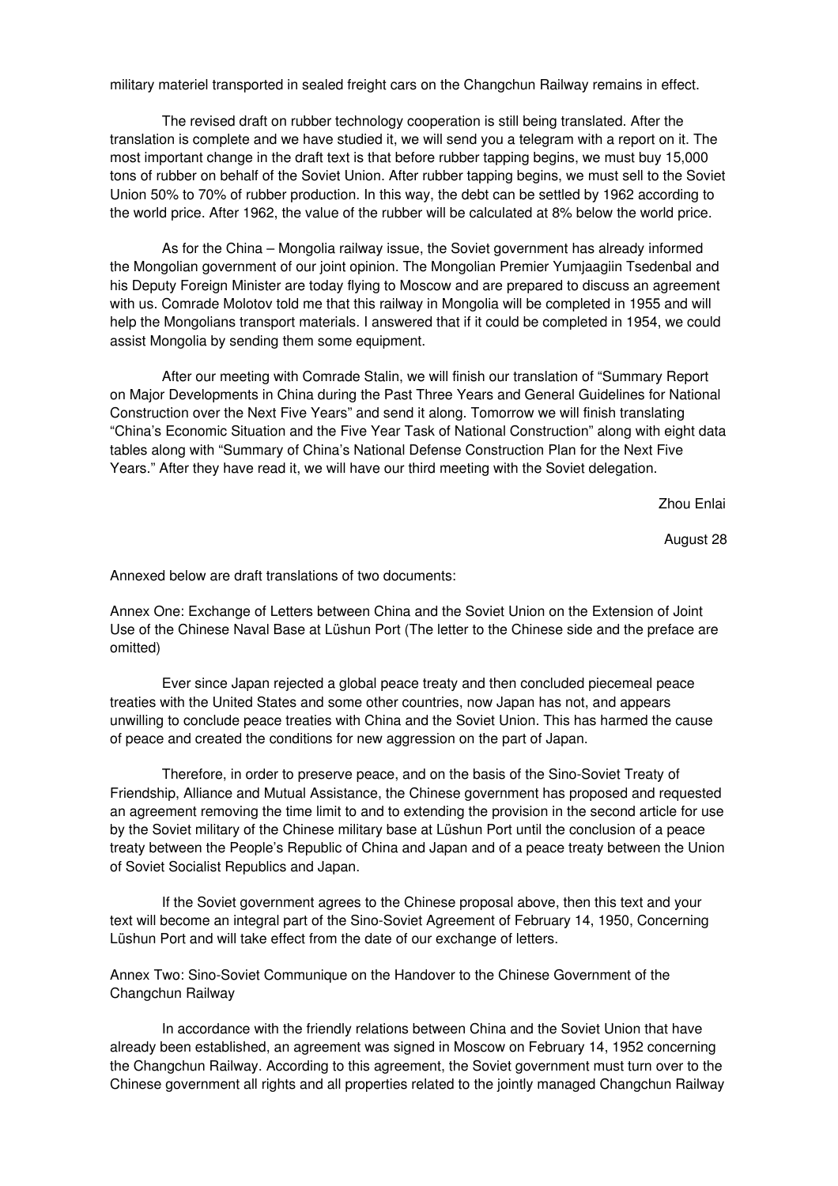military materiel transported in sealed freight cars on the Changchun Railway remains in effect.

The revised draft on rubber technology cooperation is still being translated. After the translation is complete and we have studied it, we will send you a telegram with a report on it. The most important change in the draft text is that before rubber tapping begins, we must buy 15,000 tons of rubber on behalf of the Soviet Union. After rubber tapping begins, we must sell to the Soviet Union 50% to 70% of rubber production. In this way, the debt can be settled by 1962 according to the world price. After 1962, the value of the rubber will be calculated at 8% below the world price.

As for the China – Mongolia railway issue, the Soviet government has already informed the Mongolian government of our joint opinion. The Mongolian Premier Yumjaagiin Tsedenbal and his Deputy Foreign Minister are today flying to Moscow and are prepared to discuss an agreement with us. Comrade Molotov told me that this railway in Mongolia will be completed in 1955 and will help the Mongolians transport materials. I answered that if it could be completed in 1954, we could assist Mongolia by sending them some equipment.

After our meeting with Comrade Stalin, we will finish our translation of "Summary Report on Major Developments in China during the Past Three Years and General Guidelines for National Construction over the Next Five Years" and send it along. Tomorrow we will finish translating "China's Economic Situation and the Five Year Task of National Construction" along with eight data tables along with "Summary of China's National Defense Construction Plan for the Next Five Years." After they have read it, we will have our third meeting with the Soviet delegation.

Zhou Enlai

August 28

Annexed below are draft translations of two documents:

Annex One: Exchange of Letters between China and the Soviet Union on the Extension of Joint Use of the Chinese Naval Base at Lüshun Port (The letter to the Chinese side and the preface are omitted)

Ever since Japan rejected a global peace treaty and then concluded piecemeal peace treaties with the United States and some other countries, now Japan has not, and appears unwilling to conclude peace treaties with China and the Soviet Union. This has harmed the cause of peace and created the conditions for new aggression on the part of Japan.

Therefore, in order to preserve peace, and on the basis of the Sino-Soviet Treaty of Friendship, Alliance and Mutual Assistance, the Chinese government has proposed and requested an agreement removing the time limit to and to extending the provision in the second article for use by the Soviet military of the Chinese military base at Lüshun Port until the conclusion of a peace treaty between the People's Republic of China and Japan and of a peace treaty between the Union of Soviet Socialist Republics and Japan.

If the Soviet government agrees to the Chinese proposal above, then this text and your text will become an integral part of the Sino-Soviet Agreement of February 14, 1950, Concerning Lüshun Port and will take effect from the date of our exchange of letters.

Annex Two: Sino-Soviet Communique on the Handover to the Chinese Government of the Changchun Railway

In accordance with the friendly relations between China and the Soviet Union that have already been established, an agreement was signed in Moscow on February 14, 1952 concerning the Changchun Railway. According to this agreement, the Soviet government must turn over to the Chinese government all rights and all properties related to the jointly managed Changchun Railway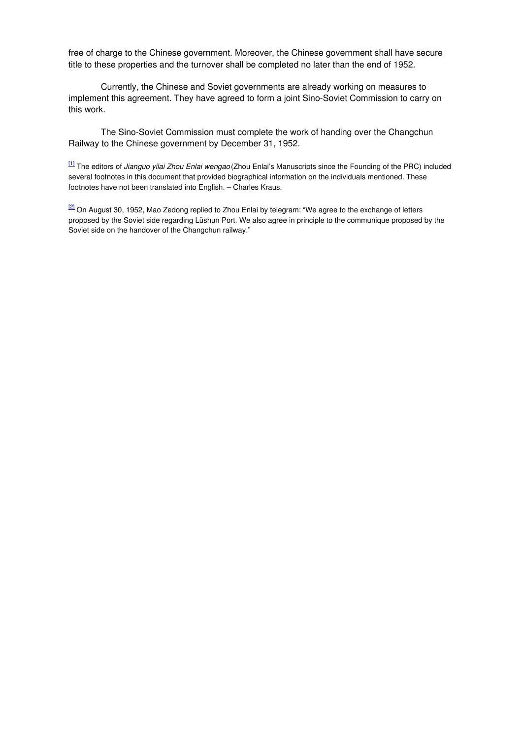free of charge to the Chinese government. Moreover, the Chinese government shall have secure title to these properties and the turnover shall be completed no later than the end of 1952.

Currently, the Chinese and Soviet governments are already working on measures to implement this agreement. They have agreed to form a joint Sino-Soviet Commission to carry on this work.

The Sino-Soviet Commission must complete the work of handing over the Changchun Railway to the Chinese government by December 31, 1952.

[1] The editors of *Jianguo yilai Zhou Enlai wengao* (Zhou Enlai's Manuscripts since the Founding of the PRC) included several footnotes in this document that provided biographical information on the individuals mentioned. These footnotes have not been translated into English. – Charles Kraus.

[2] On August 30, 1952, Mao Zedong replied to Zhou Enlai by telegram: "We agree to the exchange of letters proposed by the Soviet side regarding Lüshun Port. We also agree in principle to the communique proposed by the Soviet side on the handover of the Changchun railway."